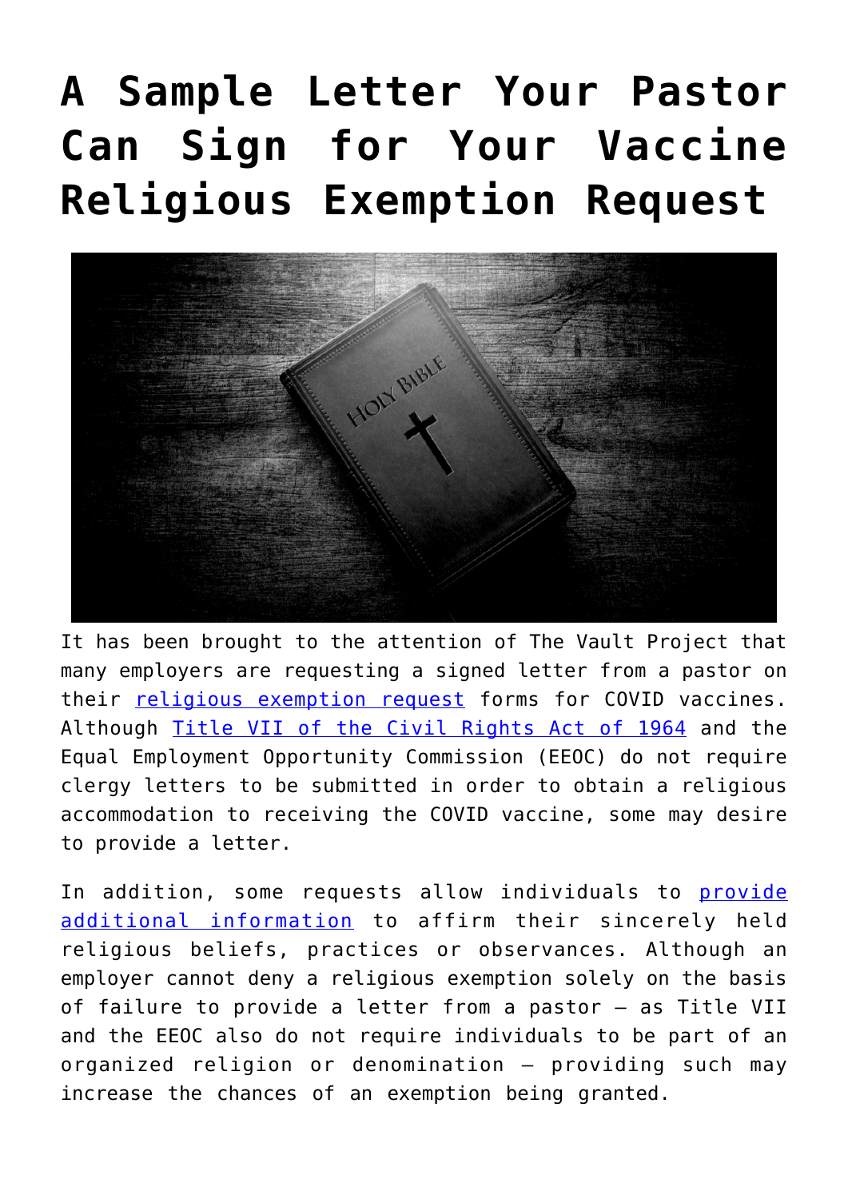# A Sample Letter Your Pastor Can Sign for Your Vaccine Religious Exemption Request

It has been brought to the attention of The Vault Project that many employers are requesting a signed letter from a pastor on their religious exemption request forms for COVID vaccines. Although Title VII of the Civil Rights Act of 1964 and the Equal Employment Opportunity Commission (EEOC) do not require clergy letters to be submitted in order to obtain a religious accommodation to receiving the COVID vaccine, some may desire to provide a letter.

In addition, some requests allow individuals to provide additional information to affirm their sincerely held religious beliefs, practices or observances. Although an employer cannot deny a religious exemption solely on the basis of failure to provide a letter from a pastor – as Title VII and the EEOC also do not require individuals to be part of an organized religion or denomination – providing such may increase the chances of an exemption being granted.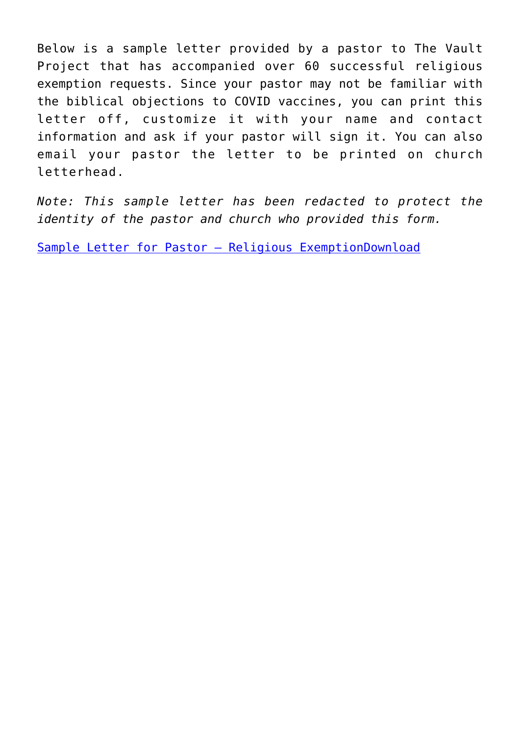Below is a sample letter provided by a pastor to The Vault Project that has accompanied over 60 successful religious exemption requests. Since your pastor may not be familiar with the biblical objections to COVID vaccines, you can print this letter off, customize it with your name and contact information and ask if your pastor will sign it. You can also email your pastor the letter to be printed on church letterhead.

*Note: This sample letter has been redacted to protect the identity of the pastor and church who provided this form.*

Sample Letter for Pastor – Religious ExemptionDownload